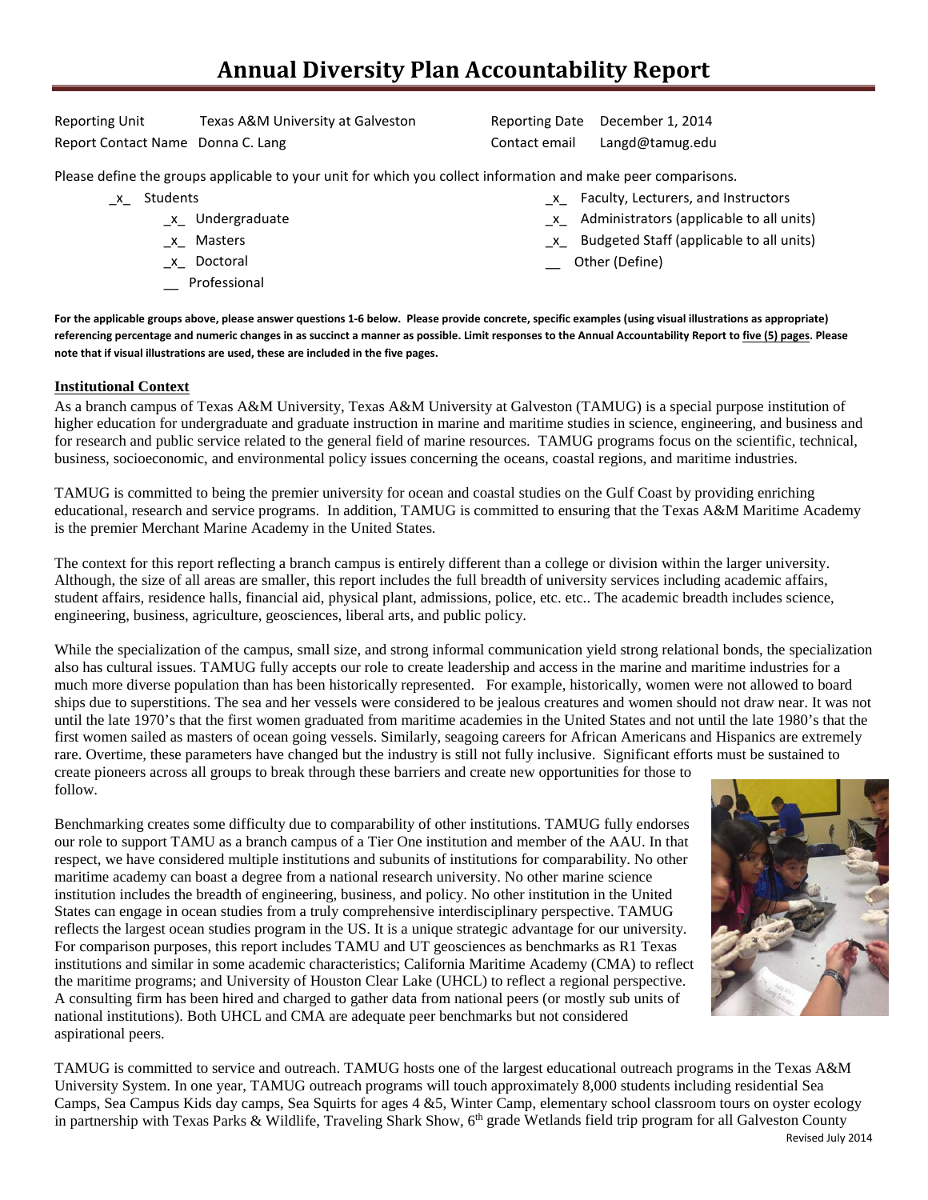# Annual Diversity Plan Accountability Report

| | | | |
|---|---|---|---|
| Reporting Unit | Texas A&M University at Galveston | Reporting Date | December 1, 2014 |
| Report Contact Name | Donna C. Lang | Contact email | Langd@tamug.edu |

Please define the groups applicable to your unit for which you collect information and make peer comparisons.

- _x_ Students
  - _x_ Undergraduate
  - _x_ Masters
  - _x_ Doctoral
  - __ Professional
- _x_ Faculty, Lecturers, and Instructors
- _x_ Administrators (applicable to all units)
- _x_ Budgeted Staff (applicable to all units)
- __ Other (Define)

**For the applicable groups above, please answer questions 1-6 below. Please provide concrete, specific examples (using visual illustrations as appropriate) referencing percentage and numeric changes in as succinct a manner as possible. Limit responses to the Annual Accountability Report to five (5) pages. Please note that if visual illustrations are used, these are included in the five pages.**

## Institutional Context

As a branch campus of Texas A&M University, Texas A&M University at Galveston (TAMUG) is a special purpose institution of higher education for undergraduate and graduate instruction in marine and maritime studies in science, engineering, and business and for research and public service related to the general field of marine resources. TAMUG programs focus on the scientific, technical, business, socioeconomic, and environmental policy issues concerning the oceans, coastal regions, and maritime industries.

TAMUG is committed to being the premier university for ocean and coastal studies on the Gulf Coast by providing enriching educational, research and service programs. In addition, TAMUG is committed to ensuring that the Texas A&M Maritime Academy is the premier Merchant Marine Academy in the United States.

The context for this report reflecting a branch campus is entirely different than a college or division within the larger university. Although, the size of all areas are smaller, this report includes the full breadth of university services including academic affairs, student affairs, residence halls, financial aid, physical plant, admissions, police, etc. etc.. The academic breadth includes science, engineering, business, agriculture, geosciences, liberal arts, and public policy.

While the specialization of the campus, small size, and strong informal communication yield strong relational bonds, the specialization also has cultural issues. TAMUG fully accepts our role to create leadership and access in the marine and maritime industries for a much more diverse population than has been historically represented. For example, historically, women were not allowed to board ships due to superstitions. The sea and her vessels were considered to be jealous creatures and women should not draw near. It was not until the late 1970's that the first women graduated from maritime academies in the United States and not until the late 1980's that the first women sailed as masters of ocean going vessels. Similarly, seagoing careers for African Americans and Hispanics are extremely rare. Overtime, these parameters have changed but the industry is still not fully inclusive. Significant efforts must be sustained to create pioneers across all groups to break through these barriers and create new opportunities for those to follow.

Benchmarking creates some difficulty due to comparability of other institutions. TAMUG fully endorses our role to support TAMU as a branch campus of a Tier One institution and member of the AAU. In that respect, we have considered multiple institutions and subunits of institutions for comparability. No other maritime academy can boast a degree from a national research university. No other marine science institution includes the breadth of engineering, business, and policy. No other institution in the United States can engage in ocean studies from a truly comprehensive interdisciplinary perspective. TAMUG reflects the largest ocean studies program in the US. It is a unique strategic advantage for our university. For comparison purposes, this report includes TAMU and UT geosciences as benchmarks as R1 Texas institutions and similar in some academic characteristics; California Maritime Academy (CMA) to reflect the maritime programs; and University of Houston Clear Lake (UHCL) to reflect a regional perspective. A consulting firm has been hired and charged to gather data from national peers (or mostly sub units of national institutions). Both UHCL and CMA are adequate peer benchmarks but not considered aspirational peers.

TAMUG is committed to service and outreach. TAMUG hosts one of the largest educational outreach programs in the Texas A&M University System. In one year, TAMUG outreach programs will touch approximately 8,000 students including residential Sea Camps, Sea Campus Kids day camps, Sea Squirts for ages 4 &5, Winter Camp, elementary school classroom tours on oyster ecology in partnership with Texas Parks & Wildlife, Traveling Shark Show, 6th grade Wetlands field trip program for all Galveston County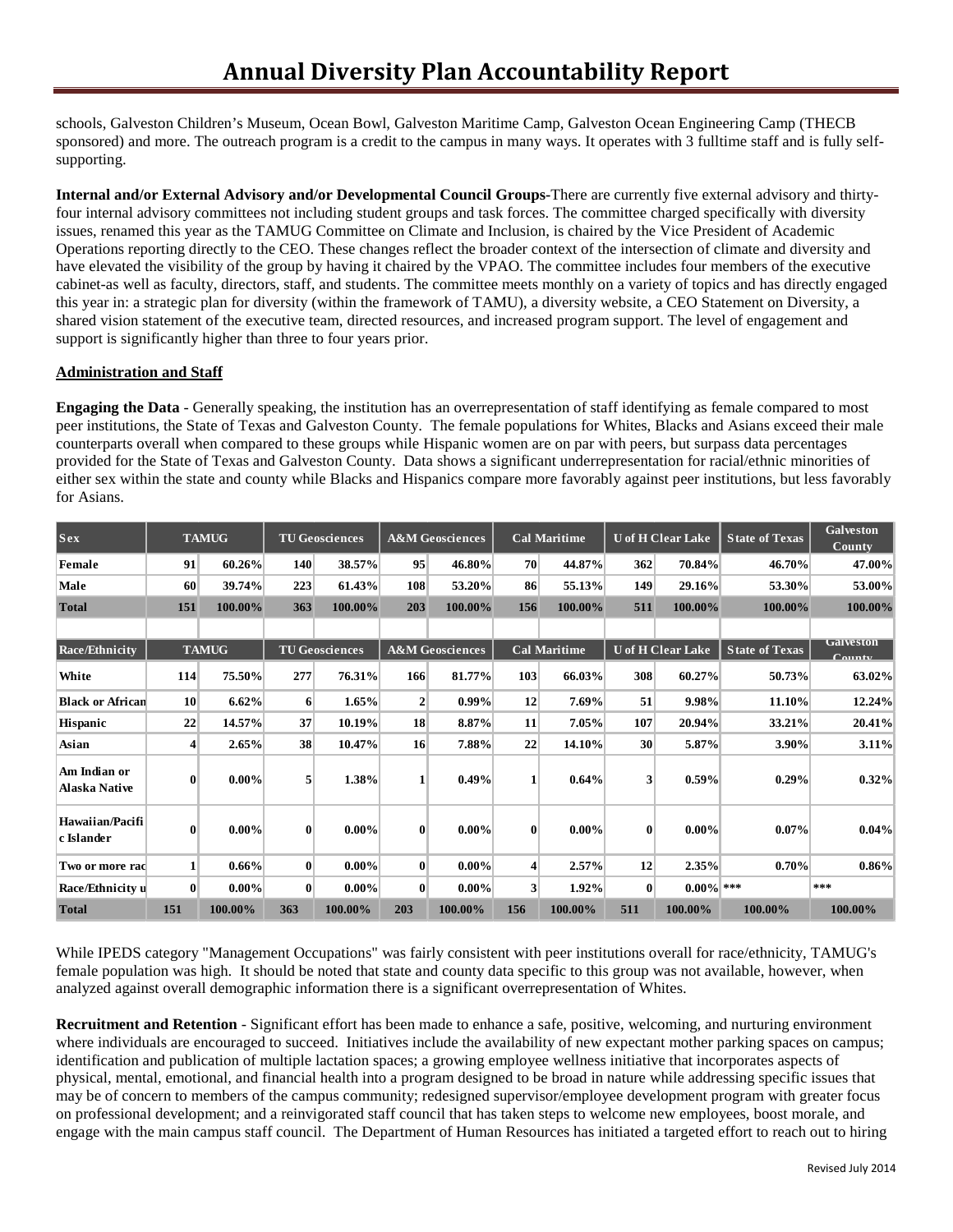schools, Galveston Children's Museum, Ocean Bowl, Galveston Maritime Camp, Galveston Ocean Engineering Camp (THECB sponsored) and more. The outreach program is a credit to the campus in many ways. It operates with 3 fulltime staff and is fully self-supporting.

**Internal and/or External Advisory and/or Developmental Council Groups-**There are currently five external advisory and thirty-four internal advisory committees not including student groups and task forces. The committee charged specifically with diversity issues, renamed this year as the TAMUG Committee on Climate and Inclusion, is chaired by the Vice President of Academic Operations reporting directly to the CEO. These changes reflect the broader context of the intersection of climate and diversity and have elevated the visibility of the group by having it chaired by the VPAO. The committee includes four members of the executive cabinet-as well as faculty, directors, staff, and students. The committee meets monthly on a variety of topics and has directly engaged this year in: a strategic plan for diversity (within the framework of TAMU), a diversity website, a CEO Statement on Diversity, a shared vision statement of the executive team, directed resources, and increased program support. The level of engagement and support is significantly higher than three to four years prior.

**Administration and Staff**

**Engaging the Data** - Generally speaking, the institution has an overrepresentation of staff identifying as female compared to most peer institutions, the State of Texas and Galveston County. The female populations for Whites, Blacks and Asians exceed their male counterparts overall when compared to these groups while Hispanic women are on par with peers, but surpass data percentages provided for the State of Texas and Galveston County. Data shows a significant underrepresentation for racial/ethnic minorities of either sex within the state and county while Blacks and Hispanics compare more favorably against peer institutions, but less favorably for Asians.

| Sex | TAMUG | | TU Geosciences | | A&M Geosciences | | Cal Maritime | | U of H Clear Lake | | State of Texas | Galveston County |
|---|---|---|---|---|---|---|---|---|---|---|---|---|
| Female | 91 | 60.26% | 140 | 38.57% | 95 | 46.80% | 70 | 44.87% | 362 | 70.84% | 46.70% | 47.00% |
| Male | 60 | 39.74% | 223 | 61.43% | 108 | 53.20% | 86 | 55.13% | 149 | 29.16% | 53.30% | 53.00% |
| Total | 151 | 100.00% | 363 | 100.00% | 203 | 100.00% | 156 | 100.00% | 511 | 100.00% | 100.00% | 100.00% |
| | | | | | | | | | | | | |
| Race/Ethnicity | TAMUG | | TU Geosciences | | A&M Geosciences | | Cal Maritime | | U of H Clear Lake | | State of Texas | Galveston County |
| White | 114 | 75.50% | 277 | 76.31% | 166 | 81.77% | 103 | 66.03% | 308 | 60.27% | 50.73% | 63.02% |
| Black or African | 10 | 6.62% | 6 | 1.65% | 2 | 0.99% | 12 | 7.69% | 51 | 9.98% | 11.10% | 12.24% |
| Hispanic | 22 | 14.57% | 37 | 10.19% | 18 | 8.87% | 11 | 7.05% | 107 | 20.94% | 33.21% | 20.41% |
| Asian | 4 | 2.65% | 38 | 10.47% | 16 | 7.88% | 22 | 14.10% | 30 | 5.87% | 3.90% | 3.11% |
| Am Indian or Alaska Native | 0 | 0.00% | 5 | 1.38% | 1 | 0.49% | 1 | 0.64% | 3 | 0.59% | 0.29% | 0.32% |
| Hawaiian/Pacific Islander | 0 | 0.00% | 0 | 0.00% | 0 | 0.00% | 0 | 0.00% | 0 | 0.00% | 0.07% | 0.04% |
| Two or more rac | 1 | 0.66% | 0 | 0.00% | 0 | 0.00% | 4 | 2.57% | 12 | 2.35% | 0.70% | 0.86% |
| Race/Ethnicity u | 0 | 0.00% | 0 | 0.00% | 0 | 0.00% | 3 | 1.92% | 0 | 0.00% | *** | *** |
| Total | 151 | 100.00% | 363 | 100.00% | 203 | 100.00% | 156 | 100.00% | 511 | 100.00% | 100.00% | 100.00% |

While IPEDS category "Management Occupations" was fairly consistent with peer institutions overall for race/ethnicity, TAMUG's female population was high. It should be noted that state and county data specific to this group was not available, however, when analyzed against overall demographic information there is a significant overrepresentation of Whites.

**Recruitment and Retention** - Significant effort has been made to enhance a safe, positive, welcoming, and nurturing environment where individuals are encouraged to succeed. Initiatives include the availability of new expectant mother parking spaces on campus; identification and publication of multiple lactation spaces; a growing employee wellness initiative that incorporates aspects of physical, mental, emotional, and financial health into a program designed to be broad in nature while addressing specific issues that may be of concern to members of the campus community; redesigned supervisor/employee development program with greater focus on professional development; and a reinvigorated staff council that has taken steps to welcome new employees, boost morale, and engage with the main campus staff council. The Department of Human Resources has initiated a targeted effort to reach out to hiring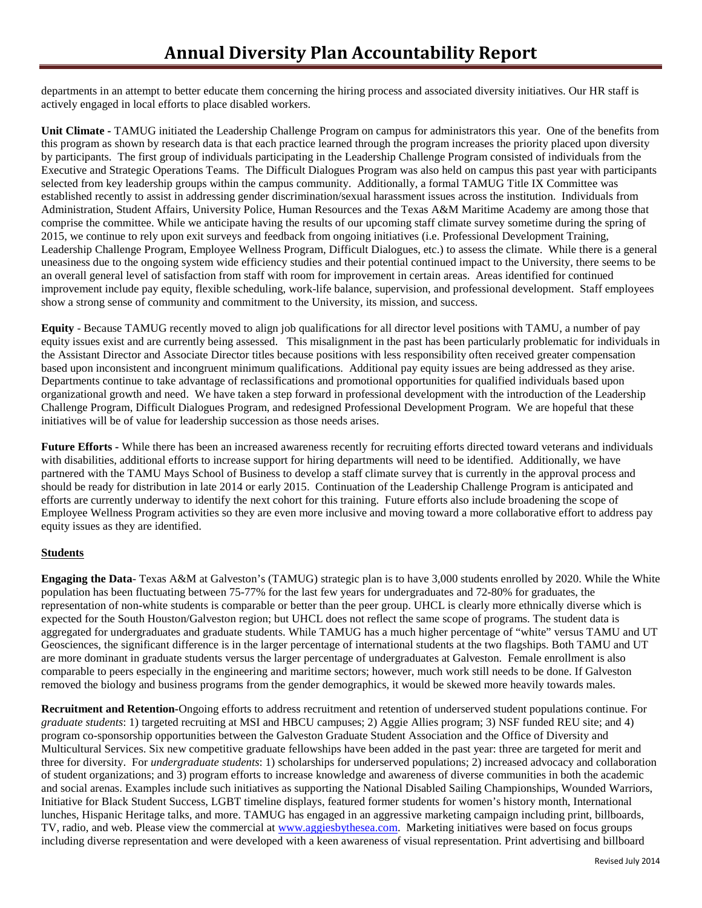departments in an attempt to better educate them concerning the hiring process and associated diversity initiatives. Our HR staff is actively engaged in local efforts to place disabled workers.

**Unit Climate -** TAMUG initiated the Leadership Challenge Program on campus for administrators this year. One of the benefits from this program as shown by research data is that each practice learned through the program increases the priority placed upon diversity by participants. The first group of individuals participating in the Leadership Challenge Program consisted of individuals from the Executive and Strategic Operations Teams. The Difficult Dialogues Program was also held on campus this past year with participants selected from key leadership groups within the campus community. Additionally, a formal TAMUG Title IX Committee was established recently to assist in addressing gender discrimination/sexual harassment issues across the institution. Individuals from Administration, Student Affairs, University Police, Human Resources and the Texas A&M Maritime Academy are among those that comprise the committee. While we anticipate having the results of our upcoming staff climate survey sometime during the spring of 2015, we continue to rely upon exit surveys and feedback from ongoing initiatives (i.e. Professional Development Training, Leadership Challenge Program, Employee Wellness Program, Difficult Dialogues, etc.) to assess the climate. While there is a general uneasiness due to the ongoing system wide efficiency studies and their potential continued impact to the University, there seems to be an overall general level of satisfaction from staff with room for improvement in certain areas. Areas identified for continued improvement include pay equity, flexible scheduling, work-life balance, supervision, and professional development. Staff employees show a strong sense of community and commitment to the University, its mission, and success.

**Equity** - Because TAMUG recently moved to align job qualifications for all director level positions with TAMU, a number of pay equity issues exist and are currently being assessed. This misalignment in the past has been particularly problematic for individuals in the Assistant Director and Associate Director titles because positions with less responsibility often received greater compensation based upon inconsistent and incongruent minimum qualifications. Additional pay equity issues are being addressed as they arise. Departments continue to take advantage of reclassifications and promotional opportunities for qualified individuals based upon organizational growth and need. We have taken a step forward in professional development with the introduction of the Leadership Challenge Program, Difficult Dialogues Program, and redesigned Professional Development Program. We are hopeful that these initiatives will be of value for leadership succession as those needs arises.

**Future Efforts -** While there has been an increased awareness recently for recruiting efforts directed toward veterans and individuals with disabilities, additional efforts to increase support for hiring departments will need to be identified. Additionally, we have partnered with the TAMU Mays School of Business to develop a staff climate survey that is currently in the approval process and should be ready for distribution in late 2014 or early 2015. Continuation of the Leadership Challenge Program is anticipated and efforts are currently underway to identify the next cohort for this training. Future efforts also include broadening the scope of Employee Wellness Program activities so they are even more inclusive and moving toward a more collaborative effort to address pay equity issues as they are identified.

**Students**

**Engaging the Data**- Texas A&M at Galveston's (TAMUG) strategic plan is to have 3,000 students enrolled by 2020. While the White population has been fluctuating between 75-77% for the last few years for undergraduates and 72-80% for graduates, the representation of non-white students is comparable or better than the peer group. UHCL is clearly more ethnically diverse which is expected for the South Houston/Galveston region; but UHCL does not reflect the same scope of programs. The student data is aggregated for undergraduates and graduate students. While TAMUG has a much higher percentage of "white" versus TAMU and UT Geosciences, the significant difference is in the larger percentage of international students at the two flagships. Both TAMU and UT are more dominant in graduate students versus the larger percentage of undergraduates at Galveston. Female enrollment is also comparable to peers especially in the engineering and maritime sectors; however, much work still needs to be done. If Galveston removed the biology and business programs from the gender demographics, it would be skewed more heavily towards males.

**Recruitment and Retention**-Ongoing efforts to address recruitment and retention of underserved student populations continue. For *graduate students*: 1) targeted recruiting at MSI and HBCU campuses; 2) Aggie Allies program; 3) NSF funded REU site; and 4) program co-sponsorship opportunities between the Galveston Graduate Student Association and the Office of Diversity and Multicultural Services. Six new competitive graduate fellowships have been added in the past year: three are targeted for merit and three for diversity. For *undergraduate students*: 1) scholarships for underserved populations; 2) increased advocacy and collaboration of student organizations; and 3) program efforts to increase knowledge and awareness of diverse communities in both the academic and social arenas. Examples include such initiatives as supporting the National Disabled Sailing Championships, Wounded Warriors, Initiative for Black Student Success, LGBT timeline displays, featured former students for women's history month, International lunches, Hispanic Heritage talks, and more. TAMUG has engaged in an aggressive marketing campaign including print, billboards, TV, radio, and web. Please view the commercial at [www.aggiesbythesea.com](http://www.aggiesbythesea.com). Marketing initiatives were based on focus groups including diverse representation and were developed with a keen awareness of visual representation. Print advertising and billboard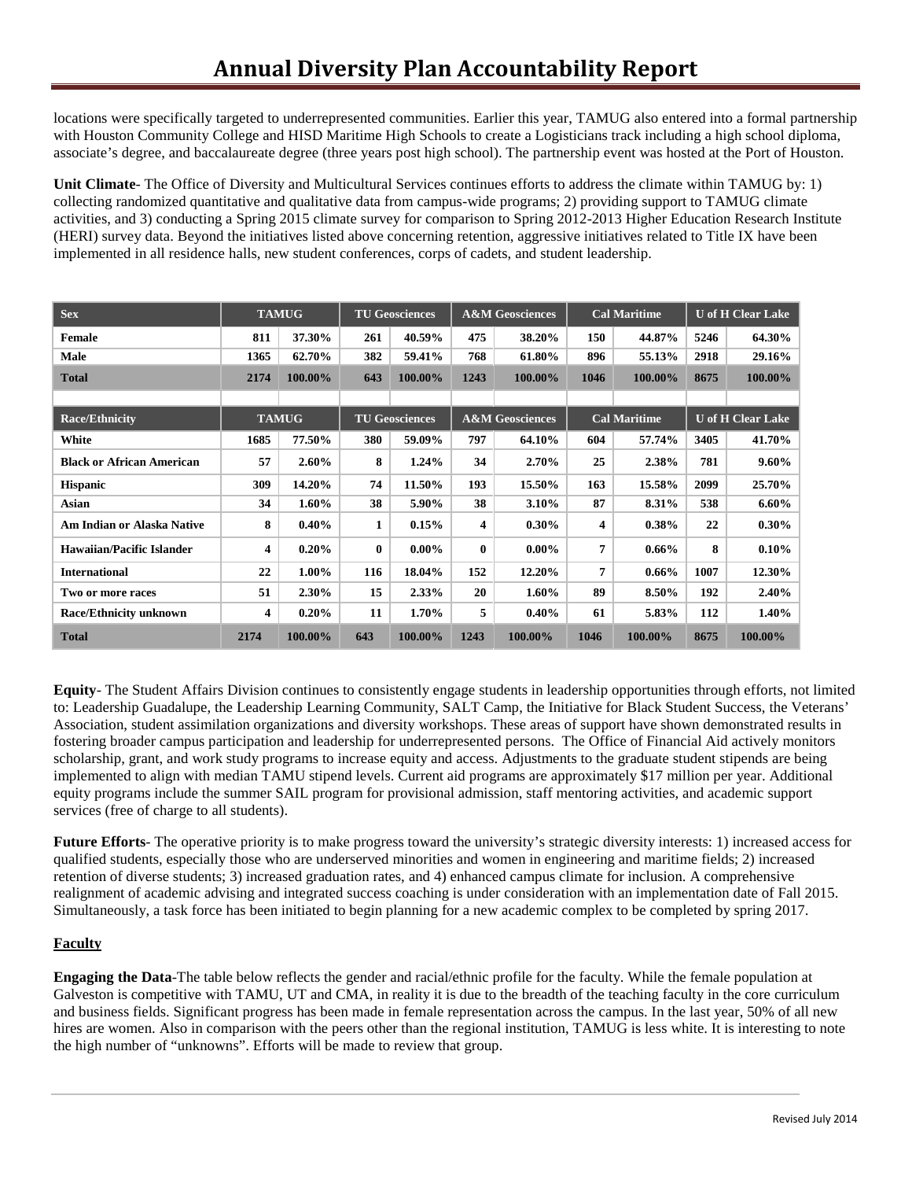locations were specifically targeted to underrepresented communities. Earlier this year, TAMUG also entered into a formal partnership with Houston Community College and HISD Maritime High Schools to create a Logisticians track including a high school diploma, associate's degree, and baccalaureate degree (three years post high school). The partnership event was hosted at the Port of Houston.

**Unit Climate**- The Office of Diversity and Multicultural Services continues efforts to address the climate within TAMUG by: 1) collecting randomized quantitative and qualitative data from campus-wide programs; 2) providing support to TAMUG climate activities, and 3) conducting a Spring 2015 climate survey for comparison to Spring 2012-2013 Higher Education Research Institute (HERI) survey data. Beyond the initiatives listed above concerning retention, aggressive initiatives related to Title IX have been implemented in all residence halls, new student conferences, corps of cadets, and student leadership.

| Sex | TAMUG | | TU Geosciences | | A&M Geosciences | | Cal Maritime | | U of H Clear Lake | |
|---|---|---|---|---|---|---|---|---|---|---|
| Female | 811 | 37.30% | 261 | 40.59% | 475 | 38.20% | 150 | 44.87% | 5246 | 64.30% |
| Male | 1365 | 62.70% | 382 | 59.41% | 768 | 61.80% | 896 | 55.13% | 2918 | 29.16% |
| Total | 2174 | 100.00% | 643 | 100.00% | 1243 | 100.00% | 1046 | 100.00% | 8675 | 100.00% |
| | | | | | | | | | | |
| **Race/Ethnicity** | **TAMUG** | | **TU Geosciences** | | **A&M Geosciences** | | **Cal Maritime** | | **U of H Clear Lake** | |
| White | 1685 | 77.50% | 380 | 59.09% | 797 | 64.10% | 604 | 57.74% | 3405 | 41.70% |
| Black or African American | 57 | 2.60% | 8 | 1.24% | 34 | 2.70% | 25 | 2.38% | 781 | 9.60% |
| Hispanic | 309 | 14.20% | 74 | 11.50% | 193 | 15.50% | 163 | 15.58% | 2099 | 25.70% |
| Asian | 34 | 1.60% | 38 | 5.90% | 38 | 3.10% | 87 | 8.31% | 538 | 6.60% |
| Am Indian or Alaska Native | 8 | 0.40% | 1 | 0.15% | 4 | 0.30% | 4 | 0.38% | 22 | 0.30% |
| Hawaiian/Pacific Islander | 4 | 0.20% | 0 | 0.00% | 0 | 0.00% | 7 | 0.66% | 8 | 0.10% |
| International | 22 | 1.00% | 116 | 18.04% | 152 | 12.20% | 7 | 0.66% | 1007 | 12.30% |
| Two or more races | 51 | 2.30% | 15 | 2.33% | 20 | 1.60% | 89 | 8.50% | 192 | 2.40% |
| Race/Ethnicity unknown | 4 | 0.20% | 11 | 1.70% | 5 | 0.40% | 61 | 5.83% | 112 | 1.40% |
| Total | 2174 | 100.00% | 643 | 100.00% | 1243 | 100.00% | 1046 | 100.00% | 8675 | 100.00% |

**Equity**- The Student Affairs Division continues to consistently engage students in leadership opportunities through efforts, not limited to: Leadership Guadalupe, the Leadership Learning Community, SALT Camp, the Initiative for Black Student Success, the Veterans' Association, student assimilation organizations and diversity workshops. These areas of support have shown demonstrated results in fostering broader campus participation and leadership for underrepresented persons. The Office of Financial Aid actively monitors scholarship, grant, and work study programs to increase equity and access. Adjustments to the graduate student stipends are being implemented to align with median TAMU stipend levels. Current aid programs are approximately $17 million per year. Additional equity programs include the summer SAIL program for provisional admission, staff mentoring activities, and academic support services (free of charge to all students).

**Future Efforts**- The operative priority is to make progress toward the university's strategic diversity interests: 1) increased access for qualified students, especially those who are underserved minorities and women in engineering and maritime fields; 2) increased retention of diverse students; 3) increased graduation rates, and 4) enhanced campus climate for inclusion. A comprehensive realignment of academic advising and integrated success coaching is under consideration with an implementation date of Fall 2015. Simultaneously, a task force has been initiated to begin planning for a new academic complex to be completed by spring 2017.

## Faculty

**Engaging the Data**-The table below reflects the gender and racial/ethnic profile for the faculty. While the female population at Galveston is competitive with TAMU, UT and CMA, in reality it is due to the breadth of the teaching faculty in the core curriculum and business fields. Significant progress has been made in female representation across the campus. In the last year, 50% of all new hires are women. Also in comparison with the peers other than the regional institution, TAMUG is less white. It is interesting to note the high number of "unknowns". Efforts will be made to review that group.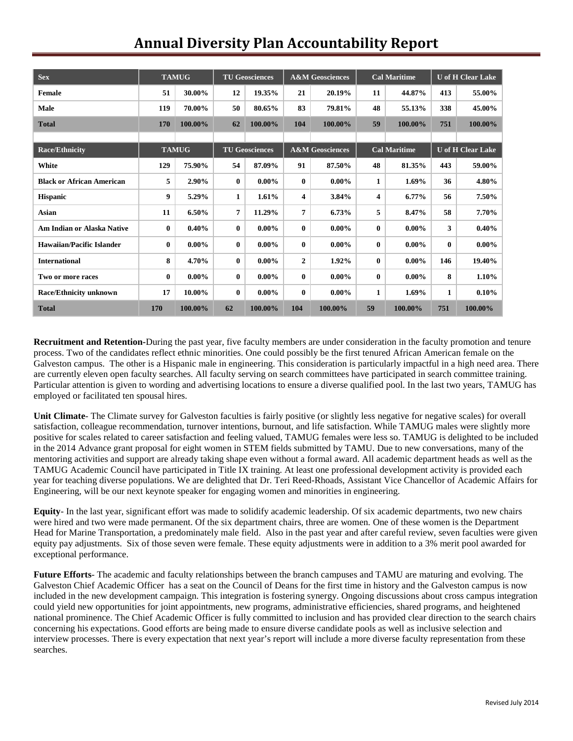# Annual Diversity Plan Accountability Report

| Sex | TAMUG | | TU Geosciences | | A&M Geosciences | | Cal Maritime | | U of H Clear Lake | |
|---|---|---|---|---|---|---|---|---|---|---|
| Female | 51 | 30.00% | 12 | 19.35% | 21 | 20.19% | 11 | 44.87% | 413 | 55.00% |
| Male | 119 | 70.00% | 50 | 80.65% | 83 | 79.81% | 48 | 55.13% | 338 | 45.00% |
| Total | 170 | 100.00% | 62 | 100.00% | 104 | 100.00% | 59 | 100.00% | 751 | 100.00% |

| Race/Ethnicity | TAMUG | | TU Geosciences | | A&M Geosciences | | Cal Maritime | | U of H Clear Lake | |
|---|---|---|---|---|---|---|---|---|---|---|
| White | 129 | 75.90% | 54 | 87.09% | 91 | 87.50% | 48 | 81.35% | 443 | 59.00% |
| Black or African American | 5 | 2.90% | 0 | 0.00% | 0 | 0.00% | 1 | 1.69% | 36 | 4.80% |
| Hispanic | 9 | 5.29% | 1 | 1.61% | 4 | 3.84% | 4 | 6.77% | 56 | 7.50% |
| Asian | 11 | 6.50% | 7 | 11.29% | 7 | 6.73% | 5 | 8.47% | 58 | 7.70% |
| Am Indian or Alaska Native | 0 | 0.40% | 0 | 0.00% | 0 | 0.00% | 0 | 0.00% | 3 | 0.40% |
| Hawaiian/Pacific Islander | 0 | 0.00% | 0 | 0.00% | 0 | 0.00% | 0 | 0.00% | 0 | 0.00% |
| International | 8 | 4.70% | 0 | 0.00% | 2 | 1.92% | 0 | 0.00% | 146 | 19.40% |
| Two or more races | 0 | 0.00% | 0 | 0.00% | 0 | 0.00% | 0 | 0.00% | 8 | 1.10% |
| Race/Ethnicity unknown | 17 | 10.00% | 0 | 0.00% | 0 | 0.00% | 1 | 1.69% | 1 | 0.10% |
| Total | 170 | 100.00% | 62 | 100.00% | 104 | 100.00% | 59 | 100.00% | 751 | 100.00% |

**Recruitment and Retention**-During the past year, five faculty members are under consideration in the faculty promotion and tenure process. Two of the candidates reflect ethnic minorities. One could possibly be the first tenured African American female on the Galveston campus. The other is a Hispanic male in engineering. This consideration is particularly impactful in a high need area. There are currently eleven open faculty searches. All faculty serving on search committees have participated in search committee training. Particular attention is given to wording and advertising locations to ensure a diverse qualified pool. In the last two years, TAMUG has employed or facilitated ten spousal hires.

**Unit Climate**- The Climate survey for Galveston faculties is fairly positive (or slightly less negative for negative scales) for overall satisfaction, colleague recommendation, turnover intentions, burnout, and life satisfaction. While TAMUG males were slightly more positive for scales related to career satisfaction and feeling valued, TAMUG females were less so. TAMUG is delighted to be included in the 2014 Advance grant proposal for eight women in STEM fields submitted by TAMU. Due to new conversations, many of the mentoring activities and support are already taking shape even without a formal award. All academic department heads as well as the TAMUG Academic Council have participated in Title IX training. At least one professional development activity is provided each year for teaching diverse populations. We are delighted that Dr. Teri Reed-Rhoads, Assistant Vice Chancellor of Academic Affairs for Engineering, will be our next keynote speaker for engaging women and minorities in engineering.

**Equity**- In the last year, significant effort was made to solidify academic leadership. Of six academic departments, two new chairs were hired and two were made permanent. Of the six department chairs, three are women. One of these women is the Department Head for Marine Transportation, a predominately male field. Also in the past year and after careful review, seven faculties were given equity pay adjustments. Six of those seven were female. These equity adjustments were in addition to a 3% merit pool awarded for exceptional performance.

**Future Efforts**- The academic and faculty relationships between the branch campuses and TAMU are maturing and evolving. The Galveston Chief Academic Officer has a seat on the Council of Deans for the first time in history and the Galveston campus is now included in the new development campaign. This integration is fostering synergy. Ongoing discussions about cross campus integration could yield new opportunities for joint appointments, new programs, administrative efficiencies, shared programs, and heightened national prominence. The Chief Academic Officer is fully committed to inclusion and has provided clear direction to the search chairs concerning his expectations. Good efforts are being made to ensure diverse candidate pools as well as inclusive selection and interview processes. There is every expectation that next year's report will include a more diverse faculty representation from these searches.

Revised July 2014